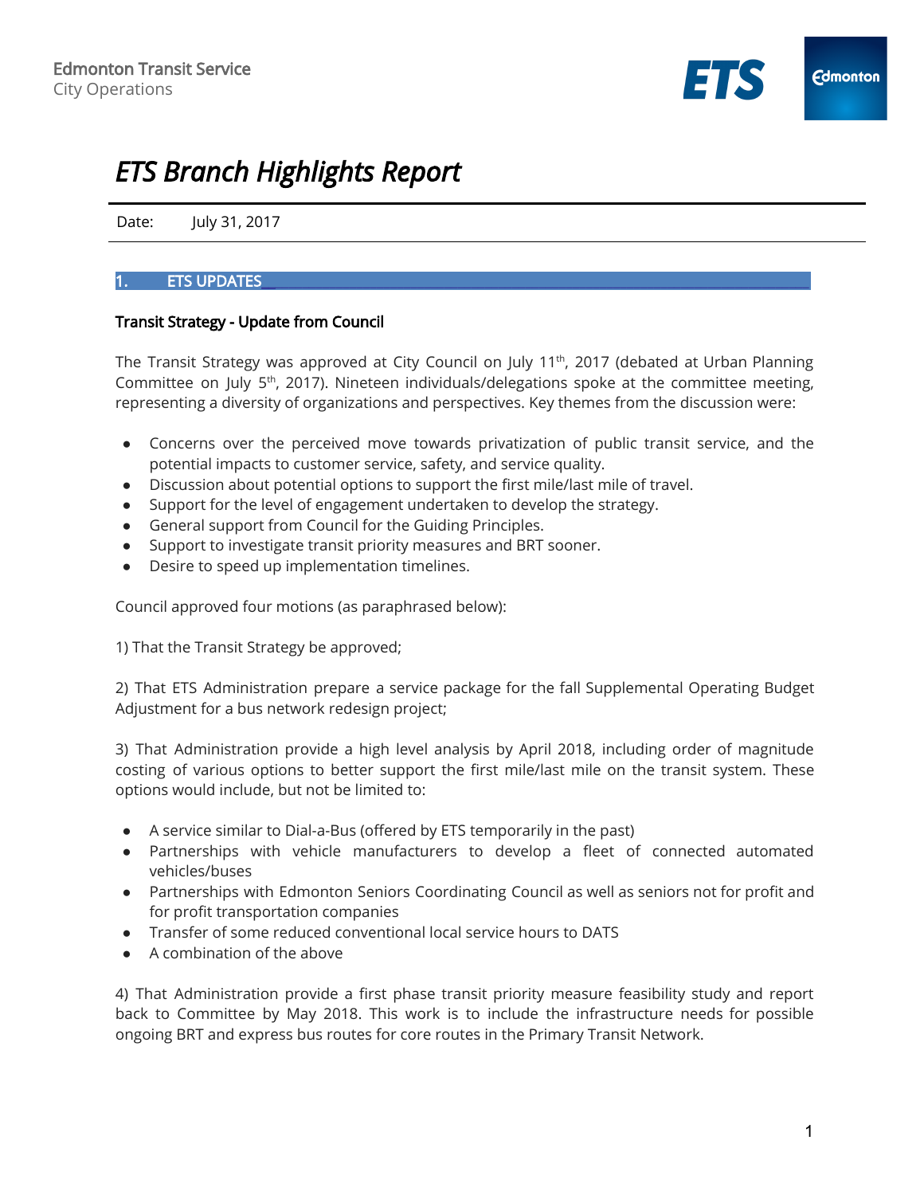Edmonton Transit Service
City Operations

# ETS Branch Highlights Report

Date: July 31, 2017

## 1. ETS UPDATES

### Transit Strategy - Update from Council

The Transit Strategy was approved at City Council on July 11th, 2017 (debated at Urban Planning Committee on July 5th, 2017). Nineteen individuals/delegations spoke at the committee meeting, representing a diversity of organizations and perspectives. Key themes from the discussion were:

- Concerns over the perceived move towards privatization of public transit service, and the potential impacts to customer service, safety, and service quality.
- Discussion about potential options to support the first mile/last mile of travel.
- Support for the level of engagement undertaken to develop the strategy.
- General support from Council for the Guiding Principles.
- Support to investigate transit priority measures and BRT sooner.
- Desire to speed up implementation timelines.

Council approved four motions (as paraphrased below):

1) That the Transit Strategy be approved;

2) That ETS Administration prepare a service package for the fall Supplemental Operating Budget Adjustment for a bus network redesign project;

3) That Administration provide a high level analysis by April 2018, including order of magnitude costing of various options to better support the first mile/last mile on the transit system. These options would include, but not be limited to:

- A service similar to Dial-a-Bus (offered by ETS temporarily in the past)
- Partnerships with vehicle manufacturers to develop a fleet of connected automated vehicles/buses
- Partnerships with Edmonton Seniors Coordinating Council as well as seniors not for profit and for profit transportation companies
- Transfer of some reduced conventional local service hours to DATS
- A combination of the above

4) That Administration provide a first phase transit priority measure feasibility study and report back to Committee by May 2018. This work is to include the infrastructure needs for possible ongoing BRT and express bus routes for core routes in the Primary Transit Network.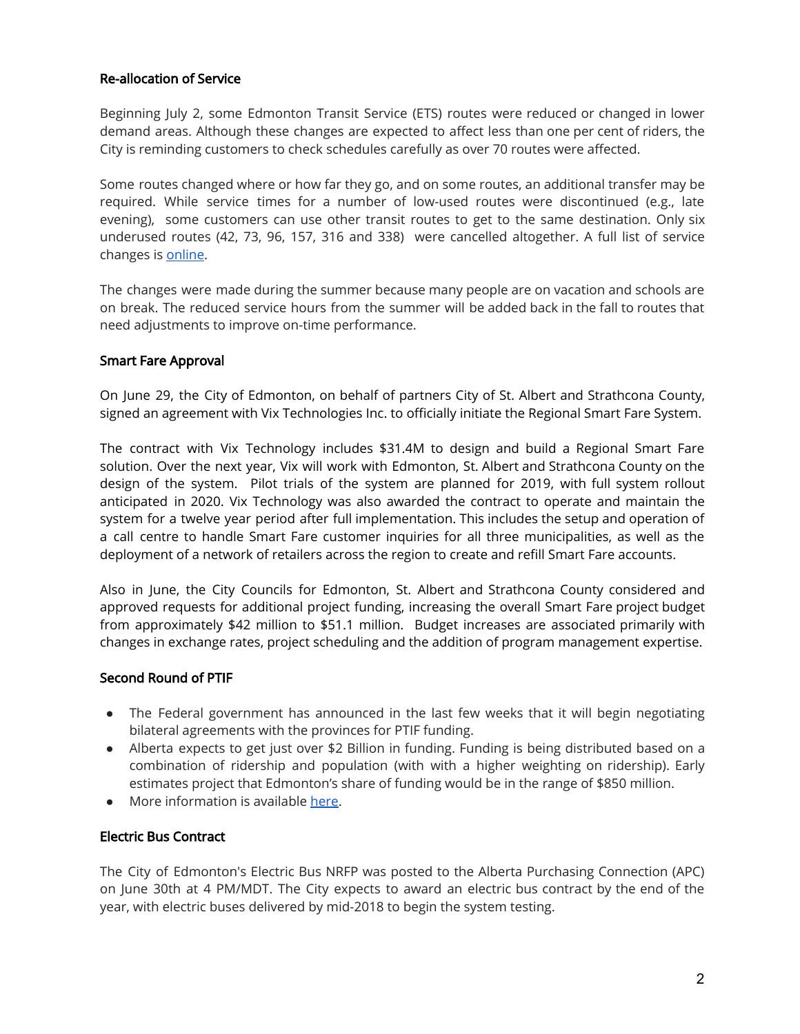## Re-allocation of Service

Beginning July 2, some Edmonton Transit Service (ETS) routes were reduced or changed in lower demand areas. Although these changes are expected to affect less than one per cent of riders, the City is reminding customers to check schedules carefully as over 70 routes were affected.

Some routes changed where or how far they go, and on some routes, an additional transfer may be required. While service times for a number of low-used routes were discontinued (e.g., late evening), some customers can use other transit routes to get to the same destination. Only six underused routes (42, 73, 96, 157, 316 and 338) were cancelled altogether. A full list of service changes is [online](online).

The changes were made during the summer because many people are on vacation and schools are on break. The reduced service hours from the summer will be added back in the fall to routes that need adjustments to improve on-time performance.

## Smart Fare Approval

On June 29, the City of Edmonton, on behalf of partners City of St. Albert and Strathcona County, signed an agreement with Vix Technologies Inc. to officially initiate the Regional Smart Fare System.

The contract with Vix Technology includes $31.4M to design and build a Regional Smart Fare solution. Over the next year, Vix will work with Edmonton, St. Albert and Strathcona County on the design of the system. Pilot trials of the system are planned for 2019, with full system rollout anticipated in 2020. Vix Technology was also awarded the contract to operate and maintain the system for a twelve year period after full implementation. This includes the setup and operation of a call centre to handle Smart Fare customer inquiries for all three municipalities, as well as the deployment of a network of retailers across the region to create and refill Smart Fare accounts.

Also in June, the City Councils for Edmonton, St. Albert and Strathcona County considered and approved requests for additional project funding, increasing the overall Smart Fare project budget from approximately $42 million to $51.1 million. Budget increases are associated primarily with changes in exchange rates, project scheduling and the addition of program management expertise.

## Second Round of PTIF

- The Federal government has announced in the last few weeks that it will begin negotiating bilateral agreements with the provinces for PTIF funding.
- Alberta expects to get just over $2 Billion in funding. Funding is being distributed based on a combination of ridership and population (with with a higher weighting on ridership). Early estimates project that Edmonton's share of funding would be in the range of $850 million.
- More information is available [here](here).

## Electric Bus Contract

The City of Edmonton's Electric Bus NRFP was posted to the Alberta Purchasing Connection (APC) on June 30th at 4 PM/MDT. The City expects to award an electric bus contract by the end of the year, with electric buses delivered by mid-2018 to begin the system testing.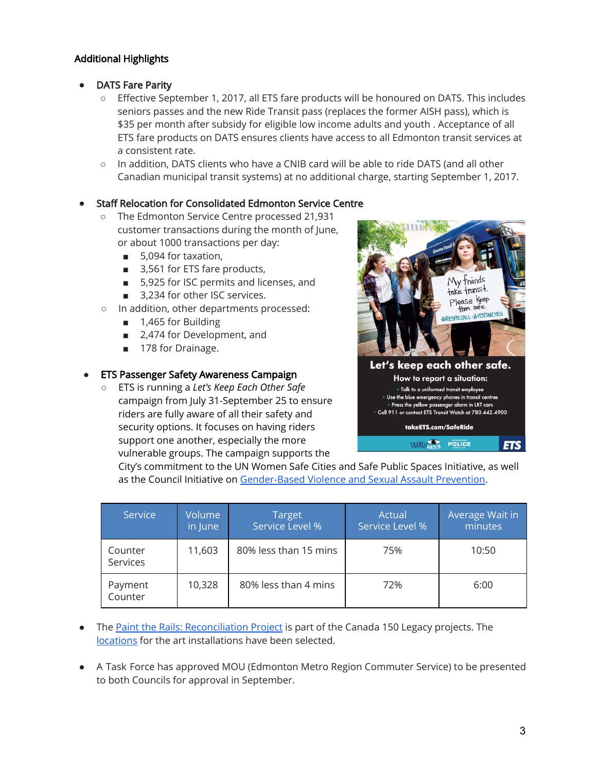## Additional Highlights

- DATS Fare Parity
  - Effective September 1, 2017, all ETS fare products will be honoured on DATS. This includes seniors passes and the new Ride Transit pass (replaces the former AISH pass), which is $35 per month after subsidy for eligible low income adults and youth . Acceptance of all ETS fare products on DATS ensures clients have access to all Edmonton transit services at a consistent rate.
  - In addition, DATS clients who have a CNIB card will be able to ride DATS (and all other Canadian municipal transit systems) at no additional charge, starting September 1, 2017.

- Staff Relocation for Consolidated Edmonton Service Centre
  - The Edmonton Service Centre processed 21,931 customer transactions during the month of June, or about 1000 transactions per day:
    - 5,094 for taxation,
    - 3,561 for ETS fare products,
    - 5,925 for ISC permits and licenses, and
    - 3,234 for other ISC services.
  - In addition, other departments processed:
    - 1,465 for Building
    - 2,474 for Development, and
    - 178 for Drainage.

- ETS Passenger Safety Awareness Campaign
  - ETS is running a *Let's Keep Each Other Safe* campaign from July 31-September 25 to ensure riders are fully aware of all their safety and security options. It focuses on having riders support one another, especially the more vulnerable groups. The campaign supports the City's commitment to the UN Women Safe Cities and Safe Public Spaces Initiative, as well as the Council Initiative on Gender-Based Violence and Sexual Assault Prevention.

| Service | Volume in June | Target Service Level % | Actual Service Level % | Average Wait in minutes |
|---|---|---|---|---|
| Counter Services | 11,603 | 80% less than 15 mins | 75% | 10:50 |
| Payment Counter | 10,328 | 80% less than 4 mins | 72% | 6:00 |

- The Paint the Rails: Reconciliation Project is part of the Canada 150 Legacy projects. The locations for the art installations have been selected.

- A Task Force has approved MOU (Edmonton Metro Region Commuter Service) to be presented to both Councils for approval in September.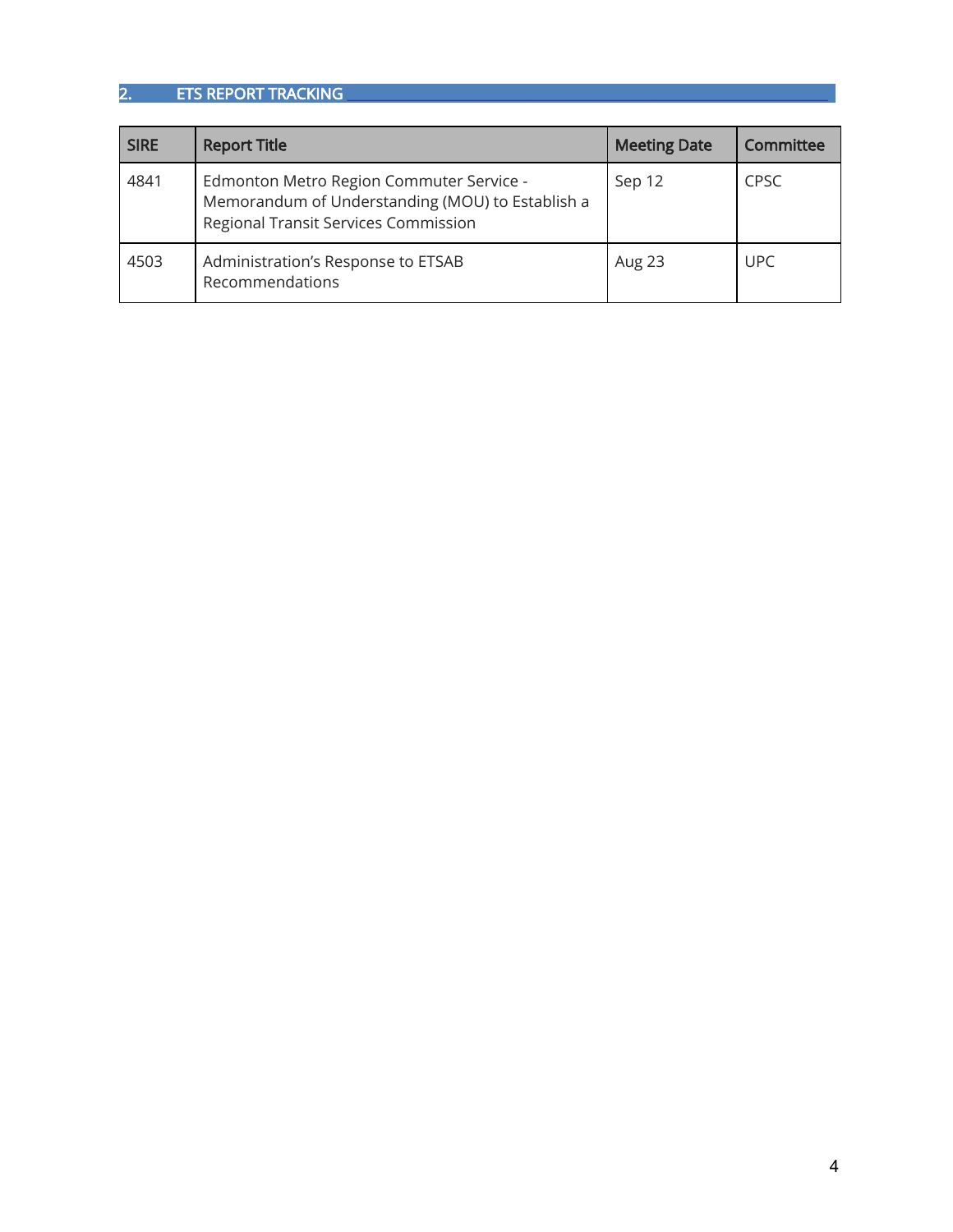## 2. ETS REPORT TRACKING

| SIRE | Report Title | Meeting Date | Committee |
|---|---|---|---|
| 4841 | Edmonton Metro Region Commuter Service - Memorandum of Understanding (MOU) to Establish a Regional Transit Services Commission | Sep 12 | CPSC |
| 4503 | Administration's Response to ETSAB Recommendations | Aug 23 | UPC |